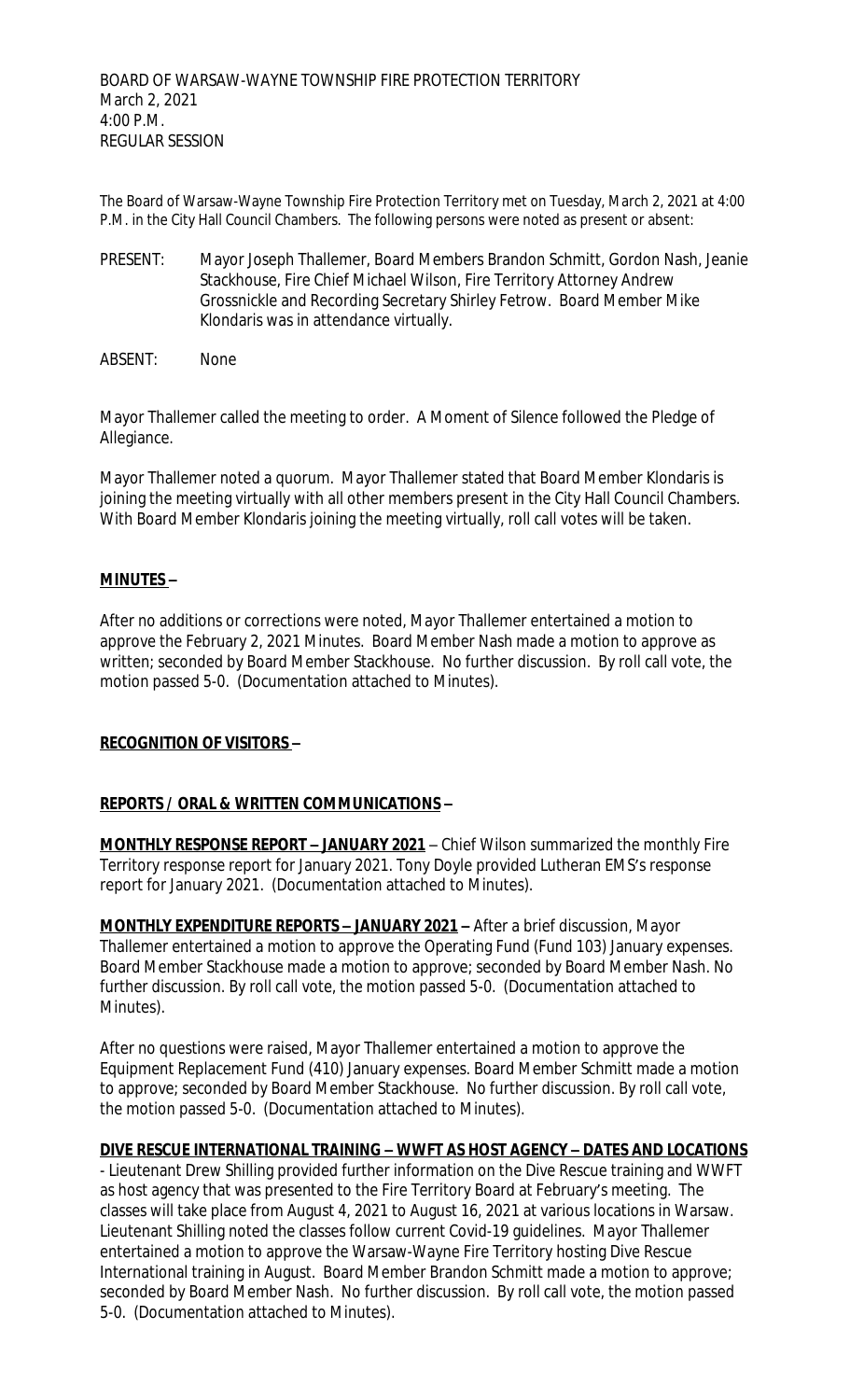BOARD OF WARSAW-WAYNE TOWNSHIP FIRE PROTECTION TERRITORY
March 2, 2021
4:00 P.M.
REGULAR SESSION

The Board of Warsaw-Wayne Township Fire Protection Territory met on Tuesday, March 2, 2021 at 4:00 P.M. in the City Hall Council Chambers. The following persons were noted as present or absent:

PRESENT: Mayor Joseph Thallemer, Board Members Brandon Schmitt, Gordon Nash, Jeanie Stackhouse, Fire Chief Michael Wilson, Fire Territory Attorney Andrew Grossnickle and Recording Secretary Shirley Fetrow. Board Member Mike Klondaris was in attendance virtually.

ABSENT: None

Mayor Thallemer called the meeting to order. A Moment of Silence followed the Pledge of Allegiance.

Mayor Thallemer noted a quorum. Mayor Thallemer stated that Board Member Klondaris is joining the meeting virtually with all other members present in the City Hall Council Chambers. With Board Member Klondaris joining the meeting virtually, roll call votes will be taken.

**MINUTES –**

After no additions or corrections were noted, Mayor Thallemer entertained a motion to approve the February 2, 2021 Minutes. Board Member Nash made a motion to approve as written; seconded by Board Member Stackhouse. No further discussion. By roll call vote, the motion passed 5-0. (Documentation attached to Minutes).

**RECOGNITION OF VISITORS –**

**REPORTS / ORAL & WRITTEN COMMUNICATIONS –**

**MONTHLY RESPONSE REPORT – JANUARY 2021** – Chief Wilson summarized the monthly Fire Territory response report for January 2021. Tony Doyle provided Lutheran EMS's response report for January 2021. (Documentation attached to Minutes).

**MONTHLY EXPENDITURE REPORTS – JANUARY 2021 –** After a brief discussion, Mayor Thallemer entertained a motion to approve the Operating Fund (Fund 103) January expenses. Board Member Stackhouse made a motion to approve; seconded by Board Member Nash. No further discussion. By roll call vote, the motion passed 5-0. (Documentation attached to Minutes).

After no questions were raised, Mayor Thallemer entertained a motion to approve the Equipment Replacement Fund (410) January expenses. Board Member Schmitt made a motion to approve; seconded by Board Member Stackhouse. No further discussion. By roll call vote, the motion passed 5-0. (Documentation attached to Minutes).

**DIVE RESCUE INTERNATIONAL TRAINING – WWFT AS HOST AGENCY – DATES AND LOCATIONS** - Lieutenant Drew Shilling provided further information on the Dive Rescue training and WWFT as host agency that was presented to the Fire Territory Board at February's meeting. The classes will take place from August 4, 2021 to August 16, 2021 at various locations in Warsaw. Lieutenant Shilling noted the classes follow current Covid-19 guidelines. Mayor Thallemer entertained a motion to approve the Warsaw-Wayne Fire Territory hosting Dive Rescue International training in August. Board Member Brandon Schmitt made a motion to approve; seconded by Board Member Nash. No further discussion. By roll call vote, the motion passed 5-0. (Documentation attached to Minutes).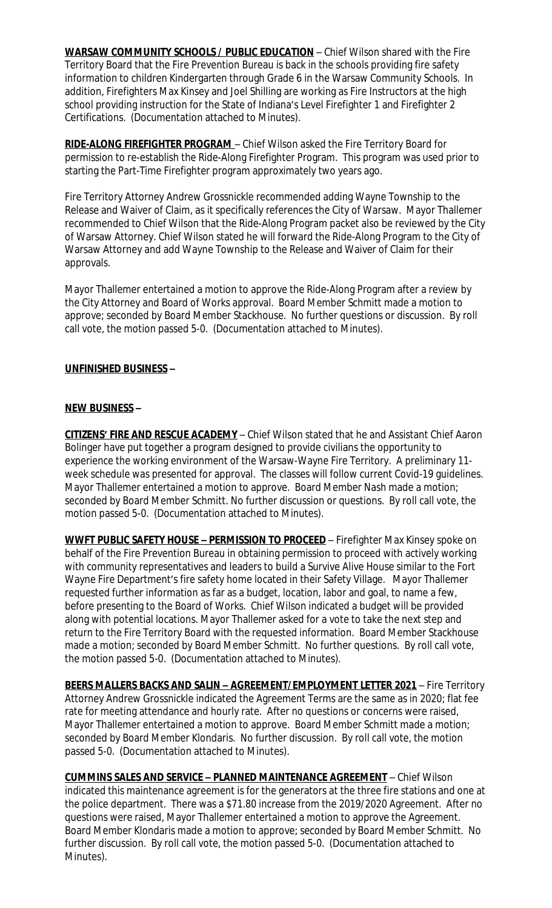**WARSAW COMMUNITY SCHOOLS / PUBLIC EDUCATION** – Chief Wilson shared with the Fire Territory Board that the Fire Prevention Bureau is back in the schools providing fire safety information to children Kindergarten through Grade 6 in the Warsaw Community Schools. In addition, Firefighters Max Kinsey and Joel Shilling are working as Fire Instructors at the high school providing instruction for the State of Indiana's Level Firefighter 1 and Firefighter 2 Certifications. (Documentation attached to Minutes).

**RIDE-ALONG FIREFIGHTER PROGRAM** – Chief Wilson asked the Fire Territory Board for permission to re-establish the Ride-Along Firefighter Program. This program was used prior to starting the Part-Time Firefighter program approximately two years ago.

Fire Territory Attorney Andrew Grossnickle recommended adding Wayne Township to the Release and Waiver of Claim, as it specifically references the City of Warsaw. Mayor Thallemer recommended to Chief Wilson that the Ride-Along Program packet also be reviewed by the City of Warsaw Attorney. Chief Wilson stated he will forward the Ride-Along Program to the City of Warsaw Attorney and add Wayne Township to the Release and Waiver of Claim for their approvals.

Mayor Thallemer entertained a motion to approve the Ride-Along Program after a review by the City Attorney and Board of Works approval. Board Member Schmitt made a motion to approve; seconded by Board Member Stackhouse. No further questions or discussion. By roll call vote, the motion passed 5-0. (Documentation attached to Minutes).

**UNFINISHED BUSINESS –**

**NEW BUSINESS –**

**CITIZENS' FIRE AND RESCUE ACADEMY** – Chief Wilson stated that he and Assistant Chief Aaron Bolinger have put together a program designed to provide civilians the opportunity to experience the working environment of the Warsaw-Wayne Fire Territory. A preliminary 11-week schedule was presented for approval. The classes will follow current Covid-19 guidelines. Mayor Thallemer entertained a motion to approve. Board Member Nash made a motion; seconded by Board Member Schmitt. No further discussion or questions. By roll call vote, the motion passed 5-0. (Documentation attached to Minutes).

**WWFT PUBLIC SAFETY HOUSE – PERMISSION TO PROCEED** – Firefighter Max Kinsey spoke on behalf of the Fire Prevention Bureau in obtaining permission to proceed with actively working with community representatives and leaders to build a Survive Alive House similar to the Fort Wayne Fire Department's fire safety home located in their Safety Village. Mayor Thallemer requested further information as far as a budget, location, labor and goal, to name a few, before presenting to the Board of Works. Chief Wilson indicated a budget will be provided along with potential locations. Mayor Thallemer asked for a vote to take the next step and return to the Fire Territory Board with the requested information. Board Member Stackhouse made a motion; seconded by Board Member Schmitt. No further questions. By roll call vote, the motion passed 5-0. (Documentation attached to Minutes).

**BEERS MALLERS BACKS AND SALIN – AGREEMENT/EMPLOYMENT LETTER 2021** – Fire Territory Attorney Andrew Grossnickle indicated the Agreement Terms are the same as in 2020; flat fee rate for meeting attendance and hourly rate. After no questions or concerns were raised, Mayor Thallemer entertained a motion to approve. Board Member Schmitt made a motion; seconded by Board Member Klondaris. No further discussion. By roll call vote, the motion passed 5-0. (Documentation attached to Minutes).

**CUMMINS SALES AND SERVICE – PLANNED MAINTENANCE AGREEMENT** – Chief Wilson indicated this maintenance agreement is for the generators at the three fire stations and one at the police department. There was a $71.80 increase from the 2019/2020 Agreement. After no questions were raised, Mayor Thallemer entertained a motion to approve the Agreement. Board Member Klondaris made a motion to approve; seconded by Board Member Schmitt. No further discussion. By roll call vote, the motion passed 5-0. (Documentation attached to Minutes).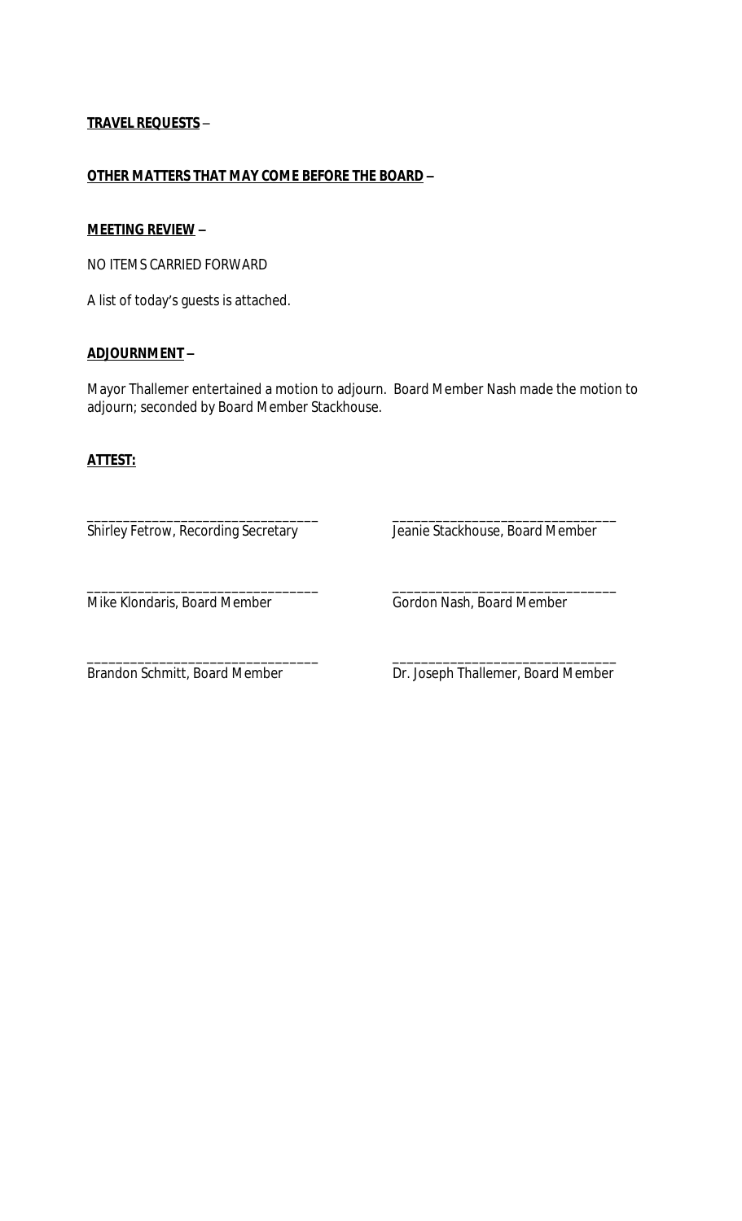**TRAVEL REQUESTS** –

**OTHER MATTERS THAT MAY COME BEFORE THE BOARD –**

**MEETING REVIEW –**

NO ITEMS CARRIED FORWARD

A list of today's guests is attached.

**ADJOURNMENT –**

Mayor Thallemer entertained a motion to adjourn. Board Member Nash made the motion to adjourn; seconded by Board Member Stackhouse.

**ATTEST:**

| | |
|---|---|
| _______________________________ | _______________________________ |
| Shirley Fetrow, Recording Secretary | Jeanie Stackhouse, Board Member |
| _______________________________ | _______________________________ |
| Mike Klondaris, Board Member | Gordon Nash, Board Member |
| _______________________________ | _______________________________ |
| Brandon Schmitt, Board Member | Dr. Joseph Thallemer, Board Member |